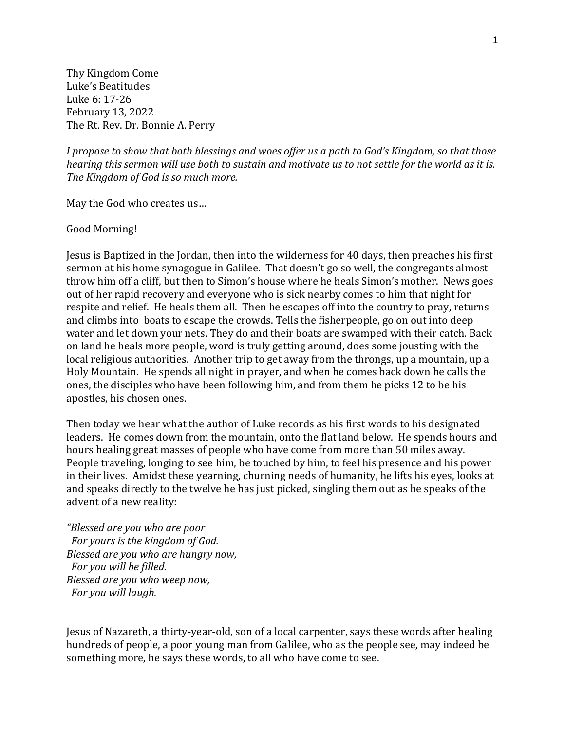Thy Kingdom Come
Luke's Beatitudes
Luke 6: 17-26
February 13, 2022
The Rt. Rev. Dr. Bonnie A. Perry

*I propose to show that both blessings and woes offer us a path to God's Kingdom, so that those hearing this sermon will use both to sustain and motivate us to not settle for the world as it is. The Kingdom of God is so much more.*

May the God who creates us…

Good Morning!

Jesus is Baptized in the Jordan, then into the wilderness for 40 days, then preaches his first sermon at his home synagogue in Galilee. That doesn't go so well, the congregants almost throw him off a cliff, but then to Simon's house where he heals Simon's mother. News goes out of her rapid recovery and everyone who is sick nearby comes to him that night for respite and relief. He heals them all. Then he escapes off into the country to pray, returns and climbs into boats to escape the crowds. Tells the fisherpeople, go on out into deep water and let down your nets. They do and their boats are swamped with their catch. Back on land he heals more people, word is truly getting around, does some jousting with the local religious authorities. Another trip to get away from the throngs, up a mountain, up a Holy Mountain. He spends all night in prayer, and when he comes back down he calls the ones, the disciples who have been following him, and from them he picks 12 to be his apostles, his chosen ones.

Then today we hear what the author of Luke records as his first words to his designated leaders. He comes down from the mountain, onto the flat land below. He spends hours and hours healing great masses of people who have come from more than 50 miles away. People traveling, longing to see him, be touched by him, to feel his presence and his power in their lives. Amidst these yearning, churning needs of humanity, he lifts his eyes, looks at and speaks directly to the twelve he has just picked, singling them out as he speaks of the advent of a new reality:

*"Blessed are you who are poor*
  *For yours is the kingdom of God.*
*Blessed are you who are hungry now,*
  *For you will be filled.*
*Blessed are you who weep now,*
  *For you will laugh.*

Jesus of Nazareth, a thirty-year-old, son of a local carpenter, says these words after healing hundreds of people, a poor young man from Galilee, who as the people see, may indeed be something more, he says these words, to all who have come to see.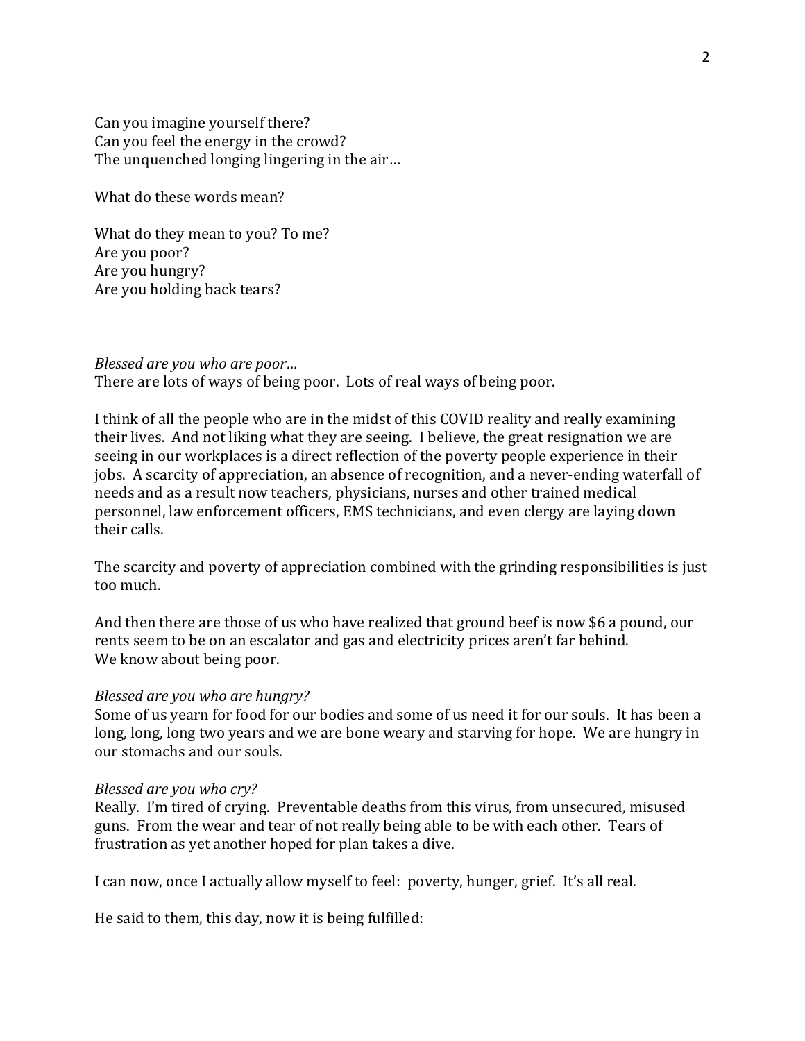Can you imagine yourself there?
Can you feel the energy in the crowd?
The unquenched longing lingering in the air…

What do these words mean?

What do they mean to you? To me?
Are you poor?
Are you hungry?
Are you holding back tears?

*Blessed are you who are poor…*
There are lots of ways of being poor. Lots of real ways of being poor.

I think of all the people who are in the midst of this COVID reality and really examining their lives. And not liking what they are seeing. I believe, the great resignation we are seeing in our workplaces is a direct reflection of the poverty people experience in their jobs. A scarcity of appreciation, an absence of recognition, and a never-ending waterfall of needs and as a result now teachers, physicians, nurses and other trained medical personnel, law enforcement officers, EMS technicians, and even clergy are laying down their calls.

The scarcity and poverty of appreciation combined with the grinding responsibilities is just too much.

And then there are those of us who have realized that ground beef is now $6 a pound, our rents seem to be on an escalator and gas and electricity prices aren't far behind.
We know about being poor.

*Blessed are you who are hungry?*
Some of us yearn for food for our bodies and some of us need it for our souls. It has been a long, long, long two years and we are bone weary and starving for hope. We are hungry in our stomachs and our souls.

*Blessed are you who cry?*
Really. I'm tired of crying. Preventable deaths from this virus, from unsecured, misused guns. From the wear and tear of not really being able to be with each other. Tears of frustration as yet another hoped for plan takes a dive.

I can now, once I actually allow myself to feel: poverty, hunger, grief. It's all real.

He said to them, this day, now it is being fulfilled: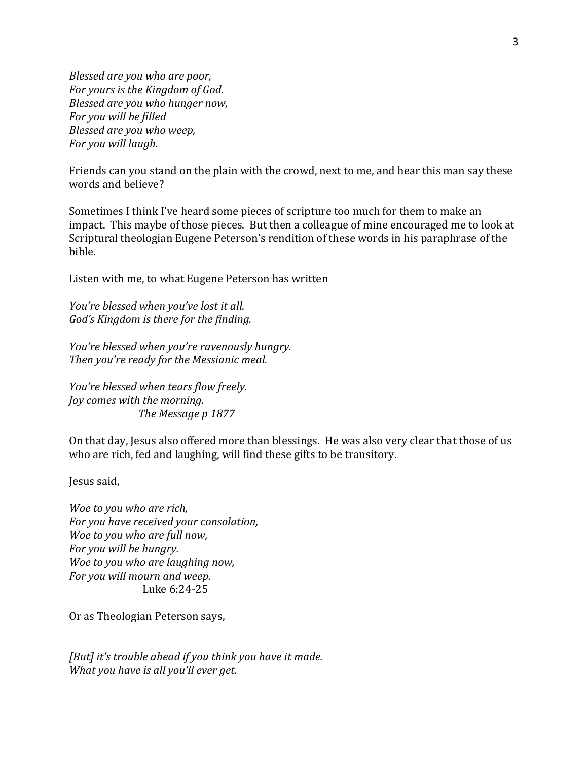*Blessed are you who are poor,*
*For yours is the Kingdom of God.*
*Blessed are you who hunger now,*
*For you will be filled*
*Blessed are you who weep,*
*For you will laugh.*

Friends can you stand on the plain with the crowd, next to me, and hear this man say these words and believe?

Sometimes I think I've heard some pieces of scripture too much for them to make an impact. This maybe of those pieces. But then a colleague of mine encouraged me to look at Scriptural theologian Eugene Peterson's rendition of these words in his paraphrase of the bible.

Listen with me, to what Eugene Peterson has written

*You're blessed when you've lost it all.*
*God's Kingdom is there for the finding.*

*You're blessed when you're ravenously hungry.*
*Then you're ready for the Messianic meal.*

*You're blessed when tears flow freely.*
*Joy comes with the morning.*
<u>*The Message p 1877*</u>

On that day, Jesus also offered more than blessings. He was also very clear that those of us who are rich, fed and laughing, will find these gifts to be transitory.

Jesus said,

*Woe to you who are rich,*
*For you have received your consolation,*
*Woe to you who are full now,*
*For you will be hungry.*
*Woe to you who are laughing now,*
*For you will mourn and weep.*
Luke 6:24-25

Or as Theologian Peterson says,

*[But] it's trouble ahead if you think you have it made.*
*What you have is all you'll ever get.*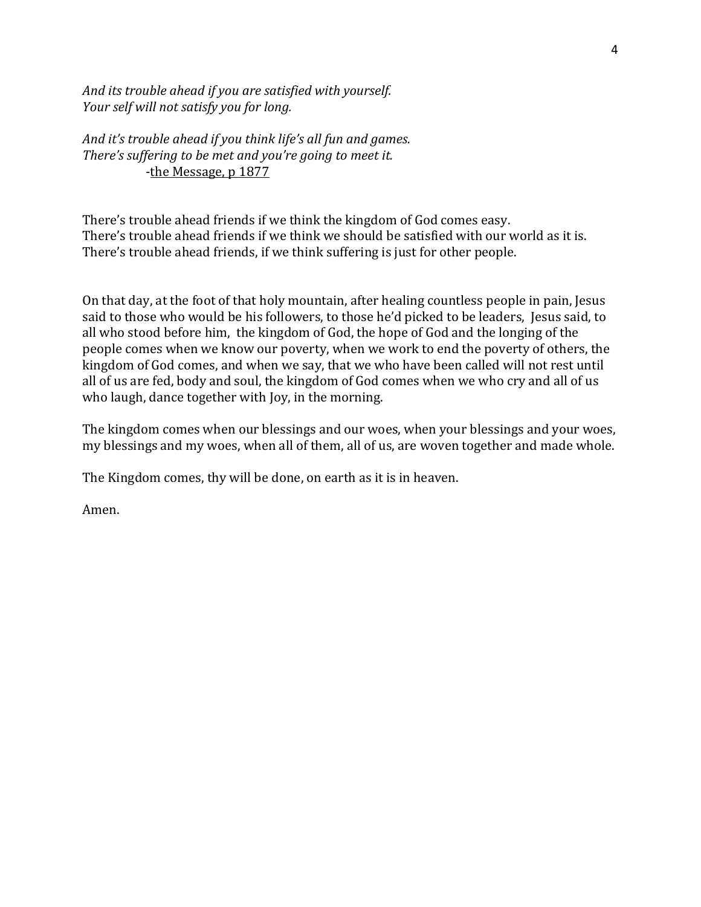*And its trouble ahead if you are satisfied with yourself.*
*Your self will not satisfy you for long.*

*And it's trouble ahead if you think life's all fun and games.*
*There's suffering to be met and you're going to meet it.*
-<u>the Message, p 1877</u>

There's trouble ahead friends if we think the kingdom of God comes easy.
There's trouble ahead friends if we think we should be satisfied with our world as it is.
There's trouble ahead friends, if we think suffering is just for other people.

On that day, at the foot of that holy mountain, after healing countless people in pain, Jesus said to those who would be his followers, to those he'd picked to be leaders, Jesus said, to all who stood before him, the kingdom of God, the hope of God and the longing of the people comes when we know our poverty, when we work to end the poverty of others, the kingdom of God comes, and when we say, that we who have been called will not rest until all of us are fed, body and soul, the kingdom of God comes when we who cry and all of us who laugh, dance together with Joy, in the morning.

The kingdom comes when our blessings and our woes, when your blessings and your woes, my blessings and my woes, when all of them, all of us, are woven together and made whole.

The Kingdom comes, thy will be done, on earth as it is in heaven.

Amen.